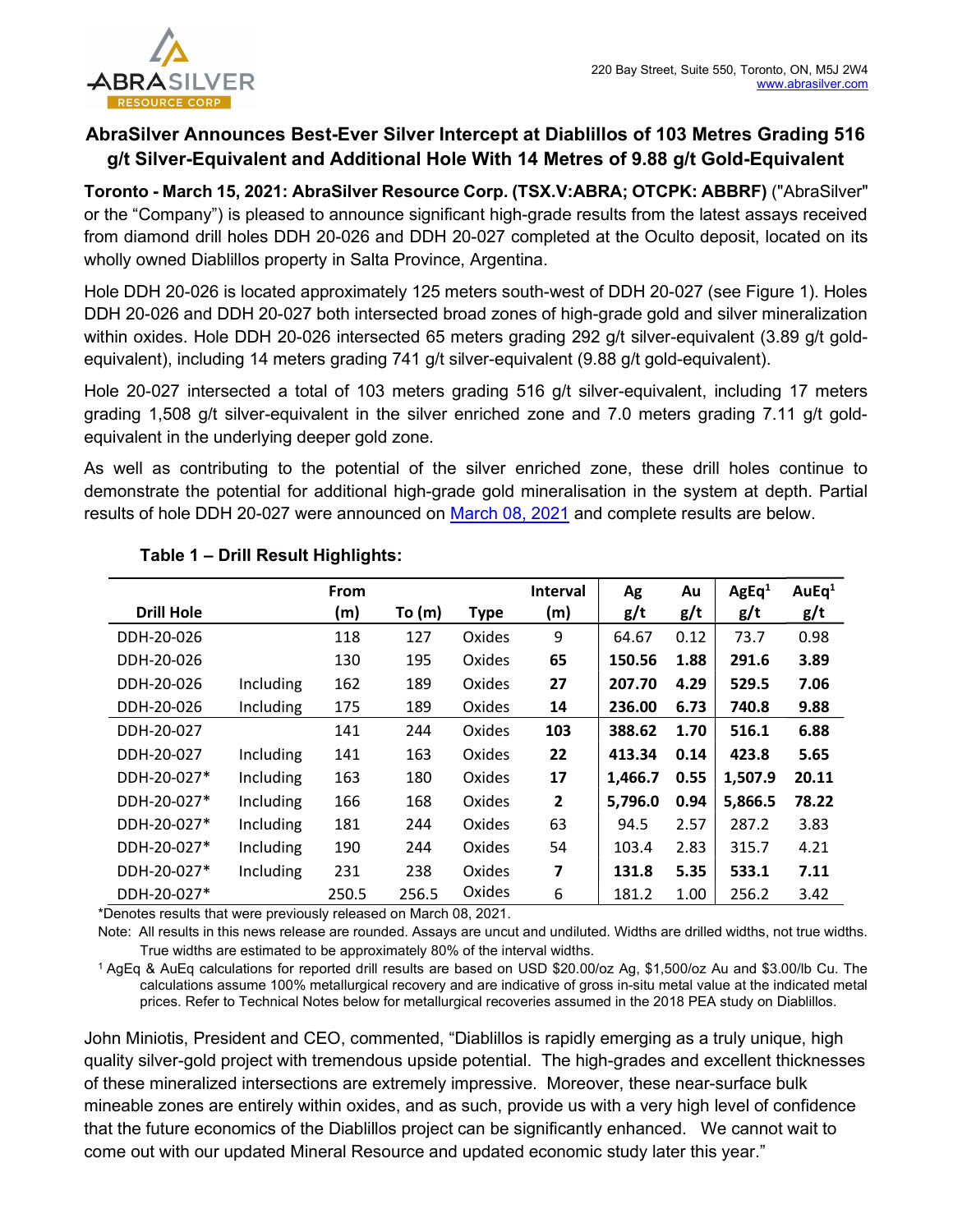220 Bay Street, Suite 550, Toronto, ON, M5J 2W4
www.abrasilver.com

# AbraSilver Announces Best-Ever Silver Intercept at Diablillos of 103 Metres Grading 516 g/t Silver-Equivalent and Additional Hole With 14 Metres of 9.88 g/t Gold-Equivalent

**Toronto - March 15, 2021: AbraSilver Resource Corp. (TSX.V:ABRA; OTCPK: ABBRF)** ("AbraSilver" or the "Company") is pleased to announce significant high-grade results from the latest assays received from diamond drill holes DDH 20-026 and DDH 20-027 completed at the Oculto deposit, located on its wholly owned Diablillos property in Salta Province, Argentina.

Hole DDH 20-026 is located approximately 125 meters south-west of DDH 20-027 (see Figure 1). Holes DDH 20-026 and DDH 20-027 both intersected broad zones of high-grade gold and silver mineralization within oxides. Hole DDH 20-026 intersected 65 meters grading 292 g/t silver-equivalent (3.89 g/t gold-equivalent), including 14 meters grading 741 g/t silver-equivalent (9.88 g/t gold-equivalent).

Hole 20-027 intersected a total of 103 meters grading 516 g/t silver-equivalent, including 17 meters grading 1,508 g/t silver-equivalent in the silver enriched zone and 7.0 meters grading 7.11 g/t gold-equivalent in the underlying deeper gold zone.

As well as contributing to the potential of the silver enriched zone, these drill holes continue to demonstrate the potential for additional high-grade gold mineralisation in the system at depth. Partial results of hole DDH 20-027 were announced on March 08, 2021 and complete results are below.

**Table 1 – Drill Result Highlights:**

| Drill Hole | | From (m) | To (m) | Type | Interval (m) | Ag g/t | Au g/t | AgEq[1] g/t | AuEq[1] g/t |
|---|---|---|---|---|---|---|---|---|---|
| DDH-20-026 | | 118 | 127 | Oxides | 9 | 64.67 | 0.12 | 73.7 | 0.98 |
| DDH-20-026 | | 130 | 195 | Oxides | **65** | **150.56** | **1.88** | **291.6** | **3.89** |
| DDH-20-026 | Including | 162 | 189 | Oxides | **27** | **207.70** | **4.29** | **529.5** | **7.06** |
| DDH-20-026 | Including | 175 | 189 | Oxides | **14** | **236.00** | **6.73** | **740.8** | **9.88** |
| DDH-20-027 | | 141 | 244 | Oxides | **103** | **388.62** | **1.70** | **516.1** | **6.88** |
| DDH-20-027 | Including | 141 | 163 | Oxides | **22** | **413.34** | **0.14** | **423.8** | **5.65** |
| DDH-20-027* | Including | 163 | 180 | Oxides | **17** | **1,466.7** | **0.55** | **1,507.9** | **20.11** |
| DDH-20-027* | Including | 166 | 168 | Oxides | **2** | **5,796.0** | **0.94** | **5,866.5** | **78.22** |
| DDH-20-027* | Including | 181 | 244 | Oxides | 63 | 94.5 | 2.57 | 287.2 | 3.83 |
| DDH-20-027* | Including | 190 | 244 | Oxides | 54 | 103.4 | 2.83 | 315.7 | 4.21 |
| DDH-20-027* | Including | 231 | 238 | Oxides | **7** | **131.8** | **5.35** | **533.1** | **7.11** |
| DDH-20-027* | | 250.5 | 256.5 | Oxides | 6 | 181.2 | 1.00 | 256.2 | 3.42 |

*Denotes results that were previously released on March 08, 2021.

Note: All results in this news release are rounded. Assays are uncut and undiluted. Widths are drilled widths, not true widths. True widths are estimated to be approximately 80% of the interval widths.

[1] AgEq & AuEq calculations for reported drill results are based on USD $20.00/oz Ag, $1,500/oz Au and $3.00/lb Cu. The calculations assume 100% metallurgical recovery and are indicative of gross in-situ metal value at the indicated metal prices. Refer to Technical Notes below for metallurgical recoveries assumed in the 2018 PEA study on Diablillos.

John Miniotis, President and CEO, commented, "Diablillos is rapidly emerging as a truly unique, high quality silver-gold project with tremendous upside potential. The high-grades and excellent thicknesses of these mineralized intersections are extremely impressive. Moreover, these near-surface bulk mineable zones are entirely within oxides, and as such, provide us with a very high level of confidence that the future economics of the Diablillos project can be significantly enhanced. We cannot wait to come out with our updated Mineral Resource and updated economic study later this year."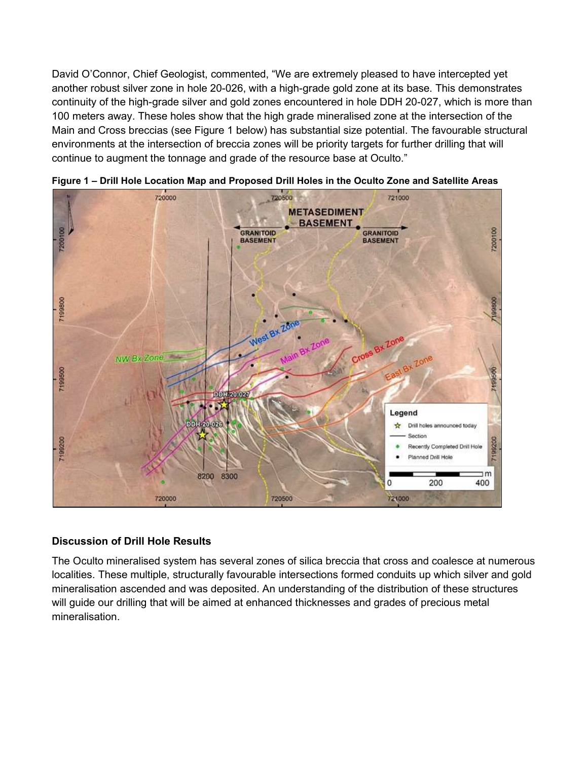David O'Connor, Chief Geologist, commented, "We are extremely pleased to have intercepted yet another robust silver zone in hole 20-026, with a high-grade gold zone at its base. This demonstrates continuity of the high-grade silver and gold zones encountered in hole DDH 20-027, which is more than 100 meters away. These holes show that the high grade mineralised zone at the intersection of the Main and Cross breccias (see Figure 1 below) has substantial size potential. The favourable structural environments at the intersection of breccia zones will be priority targets for further drilling that will continue to augment the tonnage and grade of the resource base at Oculto."

**Figure 1 – Drill Hole Location Map and Proposed Drill Holes in the Oculto Zone and Satellite Areas**

## Discussion of Drill Hole Results

The Oculto mineralised system has several zones of silica breccia that cross and coalesce at numerous localities. These multiple, structurally favourable intersections formed conduits up which silver and gold mineralisation ascended and was deposited. An understanding of the distribution of these structures will guide our drilling that will be aimed at enhanced thicknesses and grades of precious metal mineralisation.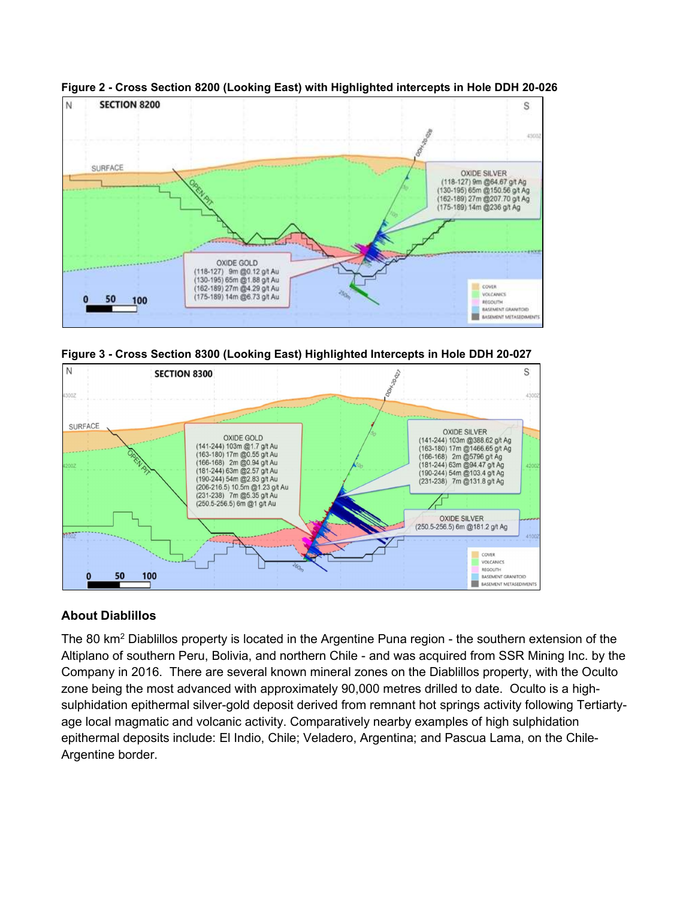**Figure 2 - Cross Section 8200 (Looking East) with Highlighted intercepts in Hole DDH 20-026**

**Figure 3 - Cross Section 8300 (Looking East) Highlighted Intercepts in Hole DDH 20-027**

### About Diablillos

The 80 km$^2$ Diablillos property is located in the Argentine Puna region - the southern extension of the Altiplano of southern Peru, Bolivia, and northern Chile - and was acquired from SSR Mining Inc. by the Company in 2016. There are several known mineral zones on the Diablillos property, with the Oculto zone being the most advanced with approximately 90,000 metres drilled to date. Oculto is a high-sulphidation epithermal silver-gold deposit derived from remnant hot springs activity following Tertiarty-age local magmatic and volcanic activity. Comparatively nearby examples of high sulphidation epithermal deposits include: El Indio, Chile; Veladero, Argentina; and Pascua Lama, on the Chile-Argentine border.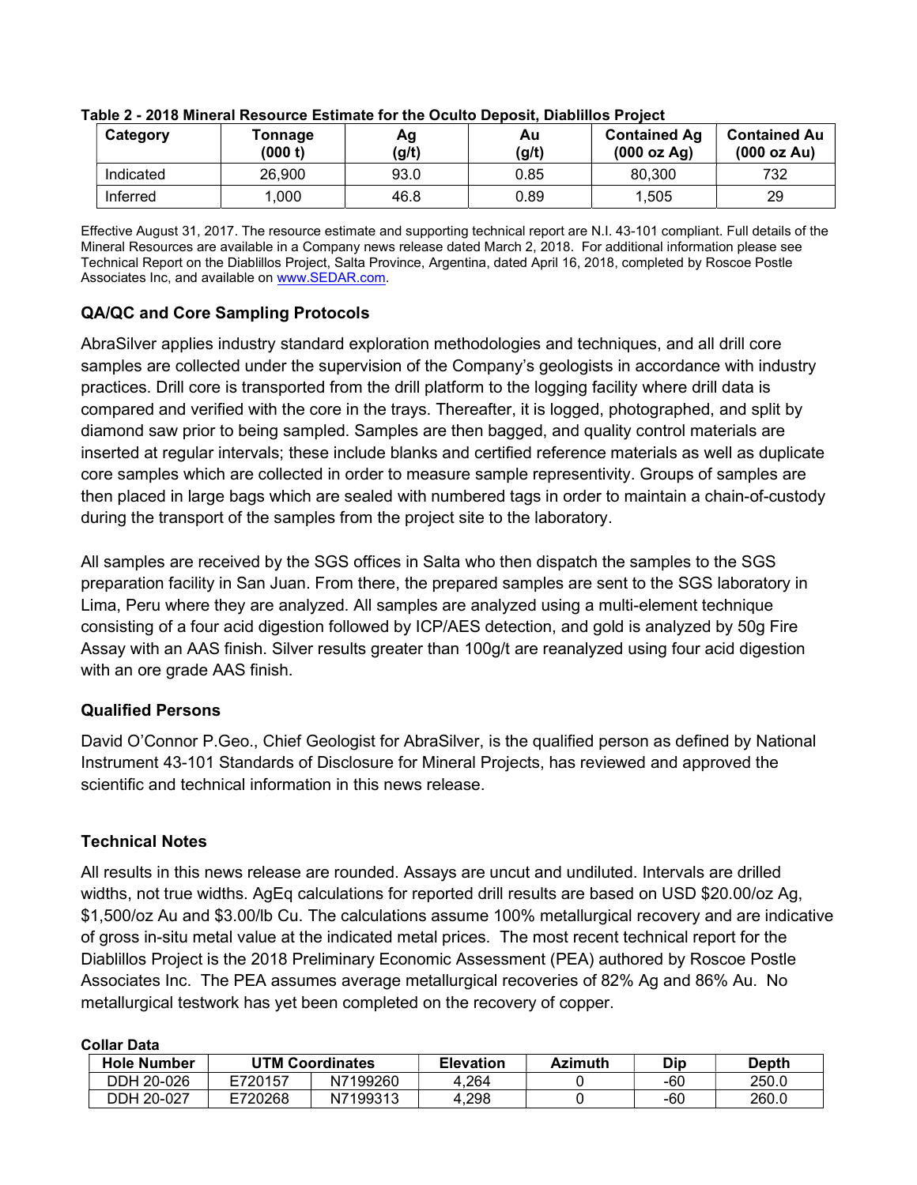**Table 2 - 2018 Mineral Resource Estimate for the Oculto Deposit, Diablillos Project**

| Category | Tonnage (000 t) | Ag (g/t) | Au (g/t) | Contained Ag (000 oz Ag) | Contained Au (000 oz Au) |
|---|---|---|---|---|---|
| Indicated | 26,900 | 93.0 | 0.85 | 80,300 | 732 |
| Inferred | 1,000 | 46.8 | 0.89 | 1,505 | 29 |

Effective August 31, 2017. The resource estimate and supporting technical report are N.I. 43-101 compliant. Full details of the Mineral Resources are available in a Company news release dated March 2, 2018. For additional information please see Technical Report on the Diablillos Project, Salta Province, Argentina, dated April 16, 2018, completed by Roscoe Postle Associates Inc, and available on www.SEDAR.com.

## QA/QC and Core Sampling Protocols

AbraSilver applies industry standard exploration methodologies and techniques, and all drill core samples are collected under the supervision of the Company's geologists in accordance with industry practices. Drill core is transported from the drill platform to the logging facility where drill data is compared and verified with the core in the trays. Thereafter, it is logged, photographed, and split by diamond saw prior to being sampled. Samples are then bagged, and quality control materials are inserted at regular intervals; these include blanks and certified reference materials as well as duplicate core samples which are collected in order to measure sample representivity. Groups of samples are then placed in large bags which are sealed with numbered tags in order to maintain a chain-of-custody during the transport of the samples from the project site to the laboratory.

All samples are received by the SGS offices in Salta who then dispatch the samples to the SGS preparation facility in San Juan. From there, the prepared samples are sent to the SGS laboratory in Lima, Peru where they are analyzed. All samples are analyzed using a multi-element technique consisting of a four acid digestion followed by ICP/AES detection, and gold is analyzed by 50g Fire Assay with an AAS finish. Silver results greater than 100g/t are reanalyzed using four acid digestion with an ore grade AAS finish.

## Qualified Persons

David O'Connor P.Geo., Chief Geologist for AbraSilver, is the qualified person as defined by National Instrument 43-101 Standards of Disclosure for Mineral Projects, has reviewed and approved the scientific and technical information in this news release.

## Technical Notes

All results in this news release are rounded. Assays are uncut and undiluted. Intervals are drilled widths, not true widths. AgEq calculations for reported drill results are based on USD $20.00/oz Ag, $1,500/oz Au and $3.00/lb Cu. The calculations assume 100% metallurgical recovery and are indicative of gross in-situ metal value at the indicated metal prices. The most recent technical report for the Diablillos Project is the 2018 Preliminary Economic Assessment (PEA) authored by Roscoe Postle Associates Inc. The PEA assumes average metallurgical recoveries of 82% Ag and 86% Au. No metallurgical testwork has yet been completed on the recovery of copper.

**Collar Data**

| Hole Number | UTM Coordinates | | Elevation | Azimuth | Dip | Depth |
|---|---|---|---|---|---|---|
| DDH 20-026 | E720157 | N7199260 | 4,264 | 0 | -60 | 250.0 |
| DDH 20-027 | E720268 | N7199313 | 4,298 | 0 | -60 | 260.0 |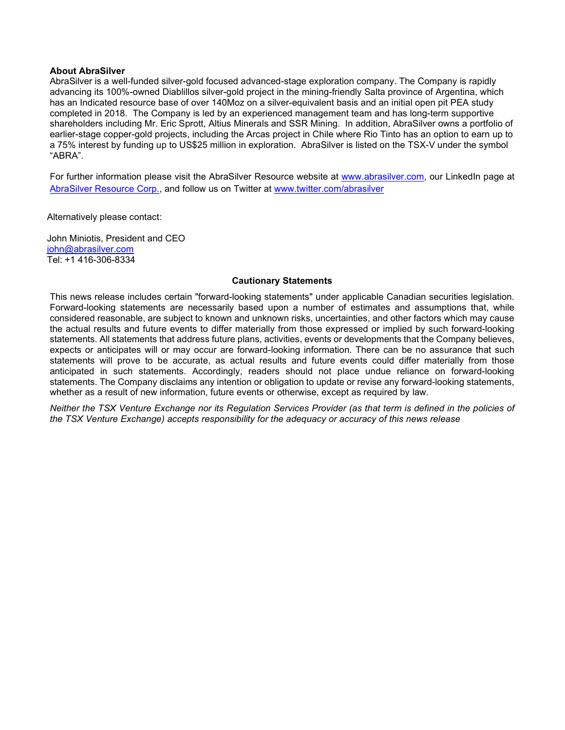**About AbraSilver**

AbraSilver is a well-funded silver-gold focused advanced-stage exploration company. The Company is rapidly advancing its 100%-owned Diablillos silver-gold project in the mining-friendly Salta province of Argentina, which has an Indicated resource base of over 140Moz on a silver-equivalent basis and an initial open pit PEA study completed in 2018. The Company is led by an experienced management team and has long-term supportive shareholders including Mr. Eric Sprott, Altius Minerals and SSR Mining. In addition, AbraSilver owns a portfolio of earlier-stage copper-gold projects, including the Arcas project in Chile where Rio Tinto has an option to earn up to a 75% interest by funding up to US$25 million in exploration. AbraSilver is listed on the TSX-V under the symbol "ABRA".

For further information please visit the AbraSilver Resource website at [www.abrasilver.com](http://www.abrasilver.com), our LinkedIn page at [AbraSilver Resource Corp.](), and follow us on Twitter at [www.twitter.com/abrasilver](http://www.twitter.com/abrasilver)

Alternatively please contact:

John Miniotis, President and CEO
[john@abrasilver.com](mailto:john@abrasilver.com)
Tel: +1 416-306-8334

**Cautionary Statements**

This news release includes certain "forward-looking statements" under applicable Canadian securities legislation. Forward-looking statements are necessarily based upon a number of estimates and assumptions that, while considered reasonable, are subject to known and unknown risks, uncertainties, and other factors which may cause the actual results and future events to differ materially from those expressed or implied by such forward-looking statements. All statements that address future plans, activities, events or developments that the Company believes, expects or anticipates will or may occur are forward-looking information. There can be no assurance that such statements will prove to be accurate, as actual results and future events could differ materially from those anticipated in such statements. Accordingly, readers should not place undue reliance on forward-looking statements. The Company disclaims any intention or obligation to update or revise any forward-looking statements, whether as a result of new information, future events or otherwise, except as required by law.

*Neither the TSX Venture Exchange nor its Regulation Services Provider (as that term is defined in the policies of the TSX Venture Exchange) accepts responsibility for the adequacy or accuracy of this news release*